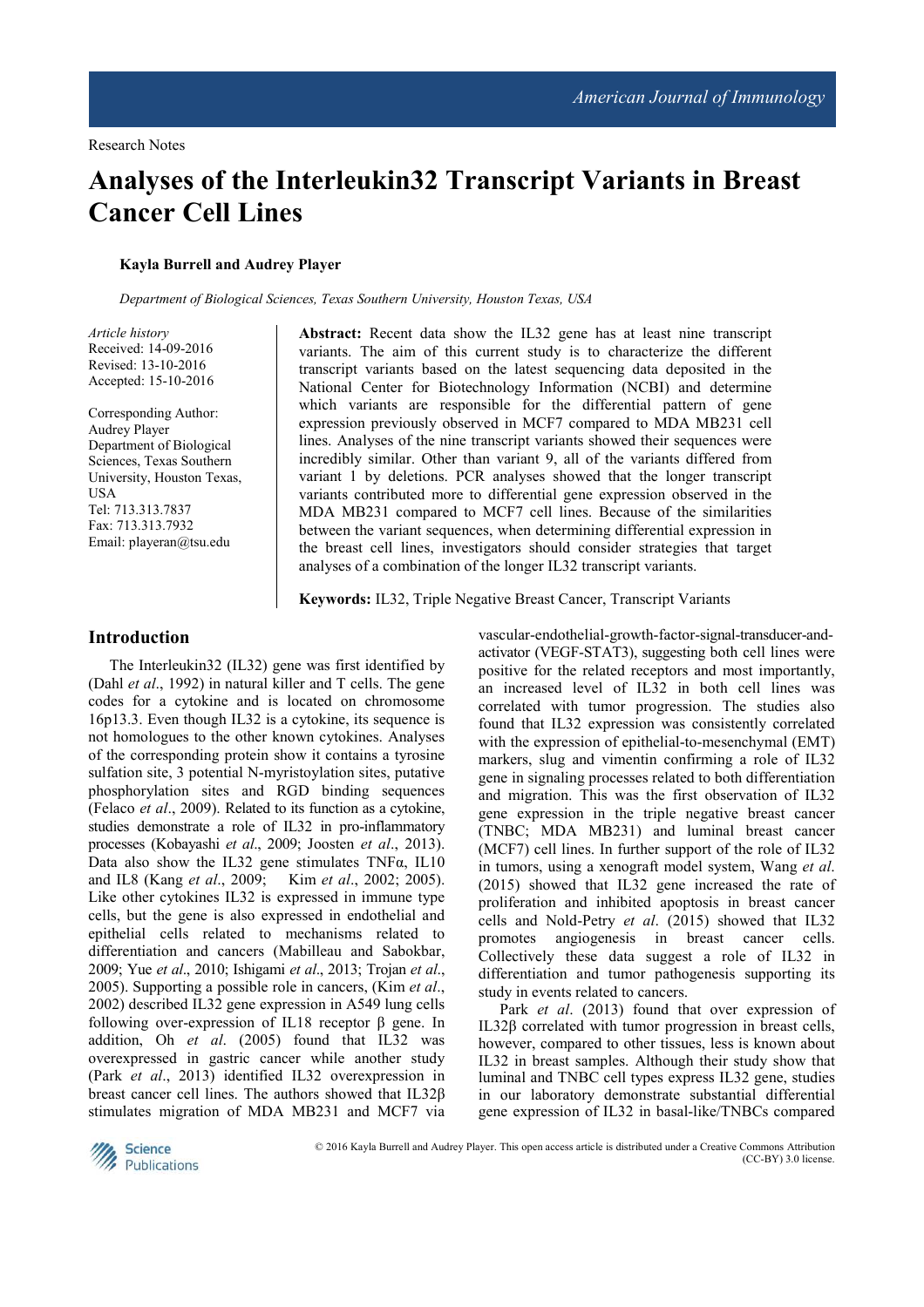Research Notes

# Analyses of the Interleukin32 Transcript Variants in Breast Cancer Cell Lines

**Kayla Burrell and Audrey Player**

*Department of Biological Sciences, Texas Southern University, Houston Texas, USA*

*Article history*
Received: 14-09-2016
Revised: 13-10-2016
Accepted: 15-10-2016

Corresponding Author:
Audrey Player
Department of Biological Sciences, Texas Southern University, Houston Texas, USA
Tel: 713.313.7837
Fax: 713.313.7932
Email: playeran@tsu.edu

**Abstract:** Recent data show the IL32 gene has at least nine transcript variants. The aim of this current study is to characterize the different transcript variants based on the latest sequencing data deposited in the National Center for Biotechnology Information (NCBI) and determine which variants are responsible for the differential pattern of gene expression previously observed in MCF7 compared to MDA MB231 cell lines. Analyses of the nine transcript variants showed their sequences were incredibly similar. Other than variant 9, all of the variants differed from variant 1 by deletions. PCR analyses showed that the longer transcript variants contributed more to differential gene expression observed in the MDA MB231 compared to MCF7 cell lines. Because of the similarities between the variant sequences, when determining differential expression in the breast cell lines, investigators should consider strategies that target analyses of a combination of the longer IL32 transcript variants.

**Keywords:** IL32, Triple Negative Breast Cancer, Transcript Variants

## Introduction

The Interleukin32 (IL32) gene was first identified by (Dahl *et al*., 1992) in natural killer and T cells. The gene codes for a cytokine and is located on chromosome 16p13.3. Even though IL32 is a cytokine, its sequence is not homologues to the other known cytokines. Analyses of the corresponding protein show it contains a tyrosine sulfation site, 3 potential N-myristoylation sites, putative phosphorylation sites and RGD binding sequences (Felaco *et al*., 2009). Related to its function as a cytokine, studies demonstrate a role of IL32 in pro-inflammatory processes (Kobayashi *et al*., 2009; Joosten *et al*., 2013). Data also show the IL32 gene stimulates TNFα, IL10 and IL8 (Kang *et al*., 2009; Kim *et al*., 2002; 2005). Like other cytokines IL32 is expressed in immune type cells, but the gene is also expressed in endothelial and epithelial cells related to mechanisms related to differentiation and cancers (Mabilleau and Sabokbar, 2009; Yue *et al*., 2010; Ishigami *et al*., 2013; Trojan *et al*., 2005). Supporting a possible role in cancers, (Kim *et al*., 2002) described IL32 gene expression in A549 lung cells following over-expression of IL18 receptor β gene. In addition, Oh *et al*. (2005) found that IL32 was overexpressed in gastric cancer while another study (Park *et al*., 2013) identified IL32 overexpression in breast cancer cell lines. The authors showed that IL32β stimulates migration of MDA MB231 and MCF7 via vascular-endothelial-growth-factor-signal-transducer-and-activator (VEGF-STAT3), suggesting both cell lines were positive for the related receptors and most importantly, an increased level of IL32 in both cell lines was correlated with tumor progression. The studies also found that IL32 expression was consistently correlated with the expression of epithelial-to-mesenchymal (EMT) markers, slug and vimentin confirming a role of IL32 gene in signaling processes related to both differentiation and migration. This was the first observation of IL32 gene expression in the triple negative breast cancer (TNBC; MDA MB231) and luminal breast cancer (MCF7) cell lines. In further support of the role of IL32 in tumors, using a xenograft model system, Wang *et al.* (2015) showed that IL32 gene increased the rate of proliferation and inhibited apoptosis in breast cancer cells and Nold-Petry *et al*. (2015) showed that IL32 promotes angiogenesis in breast cancer cells. Collectively these data suggest a role of IL32 in differentiation and tumor pathogenesis supporting its study in events related to cancers.

Park *et al*. (2013) found that over expression of IL32β correlated with tumor progression in breast cells, however, compared to other tissues, less is known about IL32 in breast samples. Although their study show that luminal and TNBC cell types express IL32 gene, studies in our laboratory demonstrate substantial differential gene expression of IL32 in basal-like/TNBCs compared

© 2016 Kayla Burrell and Audrey Player. This open access article is distributed under a Creative Commons Attribution (CC-BY) 3.0 license.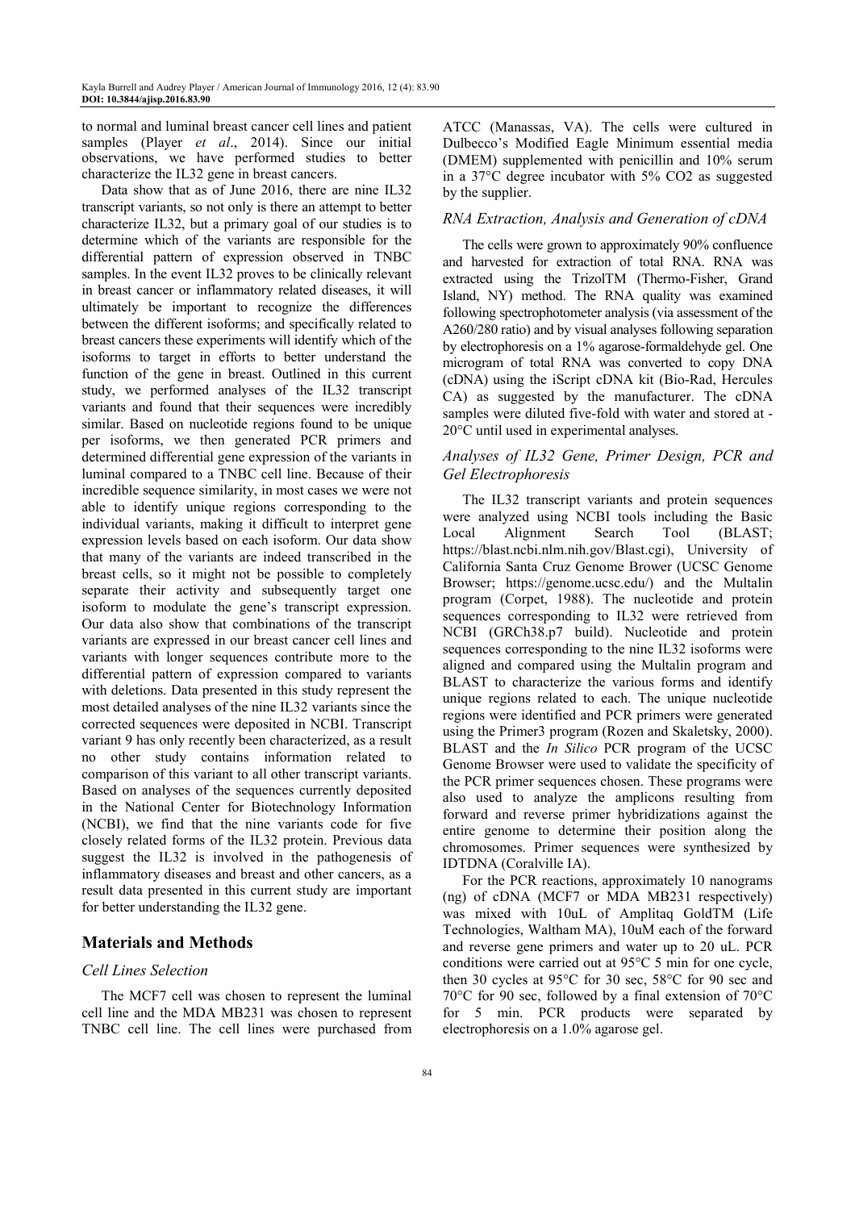to normal and luminal breast cancer cell lines and patient samples (Player *et al*., 2014). Since our initial observations, we have performed studies to better characterize the IL32 gene in breast cancers.

Data show that as of June 2016, there are nine IL32 transcript variants, so not only is there an attempt to better characterize IL32, but a primary goal of our studies is to determine which of the variants are responsible for the differential pattern of expression observed in TNBC samples. In the event IL32 proves to be clinically relevant in breast cancer or inflammatory related diseases, it will ultimately be important to recognize the differences between the different isoforms; and specifically related to breast cancers these experiments will identify which of the isoforms to target in efforts to better understand the function of the gene in breast. Outlined in this current study, we performed analyses of the IL32 transcript variants and found that their sequences were incredibly similar. Based on nucleotide regions found to be unique per isoforms, we then generated PCR primers and determined differential gene expression of the variants in luminal compared to a TNBC cell line. Because of their incredible sequence similarity, in most cases we were not able to identify unique regions corresponding to the individual variants, making it difficult to interpret gene expression levels based on each isoform. Our data show that many of the variants are indeed transcribed in the breast cells, so it might not be possible to completely separate their activity and subsequently target one isoform to modulate the gene's transcript expression. Our data also show that combinations of the transcript variants are expressed in our breast cancer cell lines and variants with longer sequences contribute more to the differential pattern of expression compared to variants with deletions. Data presented in this study represent the most detailed analyses of the nine IL32 variants since the corrected sequences were deposited in NCBI. Transcript variant 9 has only recently been characterized, as a result no other study contains information related to comparison of this variant to all other transcript variants. Based on analyses of the sequences currently deposited in the National Center for Biotechnology Information (NCBI), we find that the nine variants code for five closely related forms of the IL32 protein. Previous data suggest the IL32 is involved in the pathogenesis of inflammatory diseases and breast and other cancers, as a result data presented in this current study are important for better understanding the IL32 gene.

## Materials and Methods

### Cell Lines Selection

The MCF7 cell was chosen to represent the luminal cell line and the MDA MB231 was chosen to represent TNBC cell line. The cell lines were purchased from ATCC (Manassas, VA). The cells were cultured in Dulbecco's Modified Eagle Minimum essential media (DMEM) supplemented with penicillin and 10% serum in a 37°C degree incubator with 5% CO2 as suggested by the supplier.

### RNA Extraction, Analysis and Generation of cDNA

The cells were grown to approximately 90% confluence and harvested for extraction of total RNA. RNA was extracted using the TrizolTM (Thermo-Fisher, Grand Island, NY) method. The RNA quality was examined following spectrophotometer analysis (via assessment of the A260/280 ratio) and by visual analyses following separation by electrophoresis on a 1% agarose-formaldehyde gel. One microgram of total RNA was converted to copy DNA (cDNA) using the iScript cDNA kit (Bio-Rad, Hercules CA) as suggested by the manufacturer. The cDNA samples were diluted five-fold with water and stored at -20°C until used in experimental analyses.

### Analyses of IL32 Gene, Primer Design, PCR and Gel Electrophoresis

The IL32 transcript variants and protein sequences were analyzed using NCBI tools including the Basic Local Alignment Search Tool (BLAST; https://blast.ncbi.nlm.nih.gov/Blast.cgi), University of California Santa Cruz Genome Brower (UCSC Genome Browser; https://genome.ucsc.edu/) and the Multalin program (Corpet, 1988). The nucleotide and protein sequences corresponding to IL32 were retrieved from NCBI (GRCh38.p7 build). Nucleotide and protein sequences corresponding to the nine IL32 isoforms were aligned and compared using the Multalin program and BLAST to characterize the various forms and identify unique regions related to each. The unique nucleotide regions were identified and PCR primers were generated using the Primer3 program (Rozen and Skaletsky, 2000). BLAST and the *In Silico* PCR program of the UCSC Genome Browser were used to validate the specificity of the PCR primer sequences chosen. These programs were also used to analyze the amplicons resulting from forward and reverse primer hybridizations against the entire genome to determine their position along the chromosomes. Primer sequences were synthesized by IDTDNA (Coralville IA).

For the PCR reactions, approximately 10 nanograms (ng) of cDNA (MCF7 or MDA MB231 respectively) was mixed with 10uL of Amplitaq GoldTM (Life Technologies, Waltham MA), 10uM each of the forward and reverse gene primers and water up to 20 uL. PCR conditions were carried out at 95°C 5 min for one cycle, then 30 cycles at 95°C for 30 sec, 58°C for 90 sec and 70°C for 90 sec, followed by a final extension of 70°C for 5 min. PCR products were separated by electrophoresis on a 1.0% agarose gel.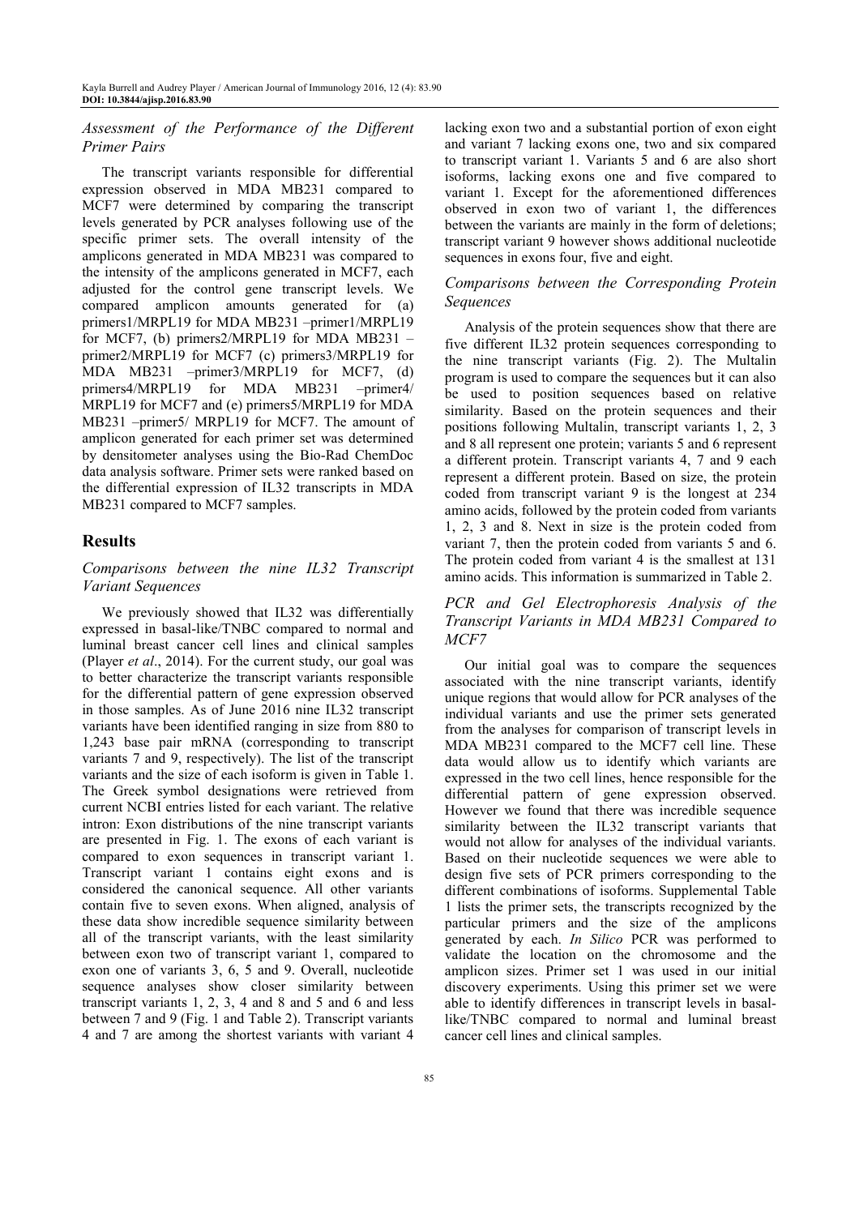### *Assessment of the Performance of the Different Primer Pairs*

The transcript variants responsible for differential expression observed in MDA MB231 compared to MCF7 were determined by comparing the transcript levels generated by PCR analyses following use of the specific primer sets. The overall intensity of the amplicons generated in MDA MB231 was compared to the intensity of the amplicons generated in MCF7, each adjusted for the control gene transcript levels. We compared amplicon amounts generated for (a) primers1/MRPL19 for MDA MB231 –primer1/MRPL19 for MCF7, (b) primers2/MRPL19 for MDA MB231 –primer2/MRPL19 for MCF7 (c) primers3/MRPL19 for MDA MB231 –primer3/MRPL19 for MCF7, (d) primers4/MRPL19 for MDA MB231 –primer4/ MRPL19 for MCF7 and (e) primers5/MRPL19 for MDA MB231 –primer5/ MRPL19 for MCF7. The amount of amplicon generated for each primer set was determined by densitometer analyses using the Bio-Rad ChemDoc data analysis software. Primer sets were ranked based on the differential expression of IL32 transcripts in MDA MB231 compared to MCF7 samples.

## Results

### *Comparisons between the nine IL32 Transcript Variant Sequences*

We previously showed that IL32 was differentially expressed in basal-like/TNBC compared to normal and luminal breast cancer cell lines and clinical samples (Player *et al*., 2014). For the current study, our goal was to better characterize the transcript variants responsible for the differential pattern of gene expression observed in those samples. As of June 2016 nine IL32 transcript variants have been identified ranging in size from 880 to 1,243 base pair mRNA (corresponding to transcript variants 7 and 9, respectively). The list of the transcript variants and the size of each isoform is given in Table 1. The Greek symbol designations were retrieved from current NCBI entries listed for each variant. The relative intron: Exon distributions of the nine transcript variants are presented in Fig. 1. The exons of each variant is compared to exon sequences in transcript variant 1. Transcript variant 1 contains eight exons and is considered the canonical sequence. All other variants contain five to seven exons. When aligned, analysis of these data show incredible sequence similarity between all of the transcript variants, with the least similarity between exon two of transcript variant 1, compared to exon one of variants 3, 6, 5 and 9. Overall, nucleotide sequence analyses show closer similarity between transcript variants 1, 2, 3, 4 and 8 and 5 and 6 and less between 7 and 9 (Fig. 1 and Table 2). Transcript variants 4 and 7 are among the shortest variants with variant 4 lacking exon two and a substantial portion of exon eight and variant 7 lacking exons one, two and six compared to transcript variant 1. Variants 5 and 6 are also short isoforms, lacking exons one and five compared to variant 1. Except for the aforementioned differences observed in exon two of variant 1, the differences between the variants are mainly in the form of deletions; transcript variant 9 however shows additional nucleotide sequences in exons four, five and eight.

### *Comparisons between the Corresponding Protein Sequences*

Analysis of the protein sequences show that there are five different IL32 protein sequences corresponding to the nine transcript variants (Fig. 2). The Multalin program is used to compare the sequences but it can also be used to position sequences based on relative similarity. Based on the protein sequences and their positions following Multalin, transcript variants 1, 2, 3 and 8 all represent one protein; variants 5 and 6 represent a different protein. Transcript variants 4, 7 and 9 each represent a different protein. Based on size, the protein coded from transcript variant 9 is the longest at 234 amino acids, followed by the protein coded from variants 1, 2, 3 and 8. Next in size is the protein coded from variant 7, then the protein coded from variants 5 and 6. The protein coded from variant 4 is the smallest at 131 amino acids. This information is summarized in Table 2.

### *PCR and Gel Electrophoresis Analysis of the Transcript Variants in MDA MB231 Compared to MCF7*

Our initial goal was to compare the sequences associated with the nine transcript variants, identify unique regions that would allow for PCR analyses of the individual variants and use the primer sets generated from the analyses for comparison of transcript levels in MDA MB231 compared to the MCF7 cell line. These data would allow us to identify which variants are expressed in the two cell lines, hence responsible for the differential pattern of gene expression observed. However we found that there was incredible sequence similarity between the IL32 transcript variants that would not allow for analyses of the individual variants. Based on their nucleotide sequences we were able to design five sets of PCR primers corresponding to the different combinations of isoforms. Supplemental Table 1 lists the primer sets, the transcripts recognized by the particular primers and the size of the amplicons generated by each. *In Silico* PCR was performed to validate the location on the chromosome and the amplicon sizes. Primer set 1 was used in our initial discovery experiments. Using this primer set we were able to identify differences in transcript levels in basal-like/TNBC compared to normal and luminal breast cancer cell lines and clinical samples.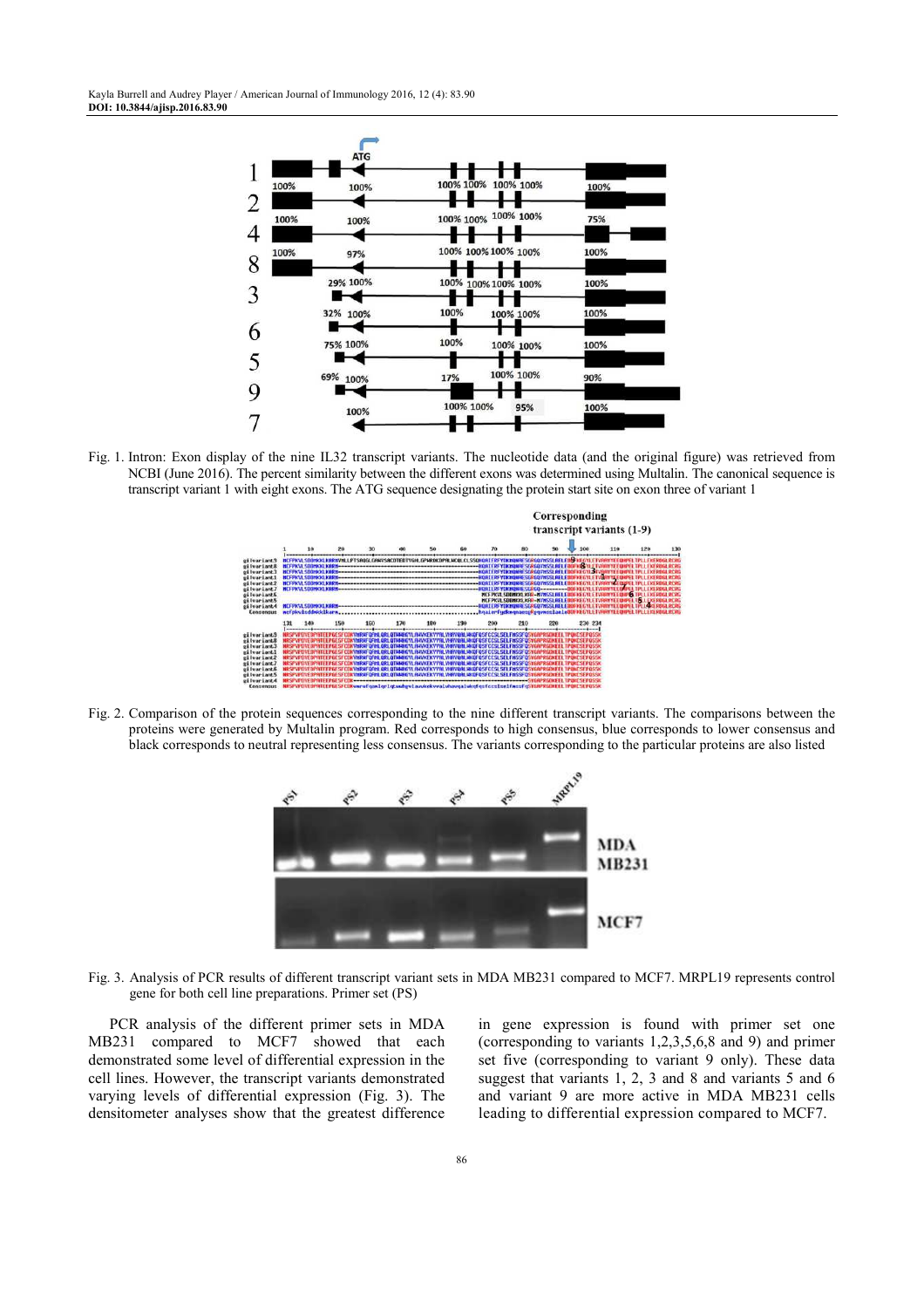Fig. 1. Intron: Exon display of the nine IL32 transcript variants. The nucleotide data (and the original figure) was retrieved from NCBI (June 2016). The percent similarity between the different exons was determined using Multalin. The canonical sequence is transcript variant 1 with eight exons. The ATG sequence designating the protein start site on exon three of variant 1

Fig. 2. Comparison of the protein sequences corresponding to the nine different transcript variants. The comparisons between the proteins were generated by Multalin program. Red corresponds to high consensus, blue corresponds to lower consensus and black corresponds to neutral representing less consensus. The variants corresponding to the particular proteins are also listed

Fig. 3. Analysis of PCR results of different transcript variant sets in MDA MB231 compared to MCF7. MRPL19 represents control gene for both cell line preparations. Primer set (PS)

PCR analysis of the different primer sets in MDA MB231 compared to MCF7 showed that each demonstrated some level of differential expression in the cell lines. However, the transcript variants demonstrated varying levels of differential expression (Fig. 3). The densitometer analyses show that the greatest difference in gene expression is found with primer set one (corresponding to variants 1,2,3,5,6,8 and 9) and primer set five (corresponding to variant 9 only). These data suggest that variants 1, 2, 3 and 8 and variants 5 and 6 and variant 9 are more active in MDA MB231 cells leading to differential expression compared to MCF7.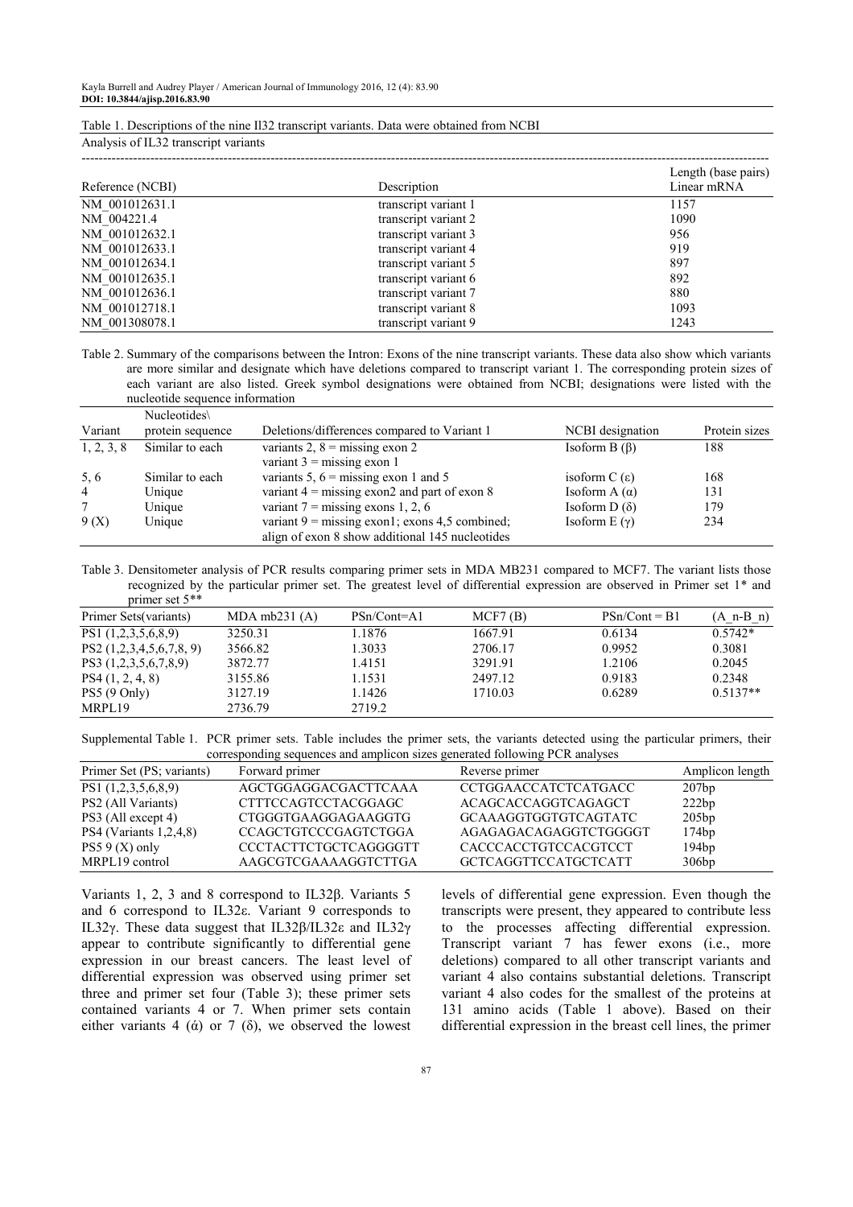Table 1. Descriptions of the nine Il32 transcript variants. Data were obtained from NCBI

Analysis of IL32 transcript variants

| Reference (NCBI) | Description | Length (base pairs) Linear mRNA |
|---|---|---|
| NM_001012631.1 | transcript variant 1 | 1157 |
| NM_004221.4 | transcript variant 2 | 1090 |
| NM_001012632.1 | transcript variant 3 | 956 |
| NM_001012633.1 | transcript variant 4 | 919 |
| NM_001012634.1 | transcript variant 5 | 897 |
| NM_001012635.1 | transcript variant 6 | 892 |
| NM_001012636.1 | transcript variant 7 | 880 |
| NM_001012718.1 | transcript variant 8 | 1093 |
| NM_001308078.1 | transcript variant 9 | 1243 |

Table 2. Summary of the comparisons between the Intron: Exons of the nine transcript variants. These data also show which variants are more similar and designate which have deletions compared to transcript variant 1. The corresponding protein sizes of each variant are also listed. Greek symbol designations were obtained from NCBI; designations were listed with the nucleotide sequence information

| Variant | Nucleotides\ protein sequence | Deletions/differences compared to Variant 1 | NCBI designation | Protein sizes |
|---|---|---|---|---|
| 1, 2, 3, 8 | Similar to each | variants 2, 8 = missing exon 2<br>variant 3 = missing exon 1 | Isoform B (β) | 188 |
| 5, 6 | Similar to each | variants 5, 6 = missing exon 1 and 5 | isoform C (ε) | 168 |
| 4 | Unique | variant 4 = missing exon2 and part of exon 8 | Isoform A (α) | 131 |
| 7 | Unique | variant 7 = missing exons 1, 2, 6 | Isoform D (δ) | 179 |
| 9 (X) | Unique | variant 9 = missing exon1; exons 4,5 combined; align of exon 8 show additional 145 nucleotides | Isoform E (γ) | 234 |

Table 3. Densitometer analysis of PCR results comparing primer sets in MDA MB231 compared to MCF7. The variant lists those recognized by the particular primer set. The greatest level of differential expression are observed in Primer set 1* and primer set 5**

| Primer Sets(variants) | MDA mb231 (A) | PSn/Cont=A1 | MCF7 (B) | PSn/Cont = B1 | (A_n-B_n) |
|---|---|---|---|---|---|
| PS1 (1,2,3,5,6,8,9) | 3250.31 | 1.1876 | 1667.91 | 0.6134 | 0.5742* |
| PS2 (1,2,3,4,5,6,7,8, 9) | 3566.82 | 1.3033 | 2706.17 | 0.9952 | 0.3081 |
| PS3 (1,2,3,5,6,7,8,9) | 3872.77 | 1.4151 | 3291.91 | 1.2106 | 0.2045 |
| PS4 (1, 2, 4, 8) | 3155.86 | 1.1531 | 2497.12 | 0.9183 | 0.2348 |
| PS5 (9 Only) | 3127.19 | 1.1426 | 1710.03 | 0.6289 | 0.5137** |
| MRPL19 | 2736.79 | 2719.2 | | | |

Supplemental Table 1. PCR primer sets. Table includes the primer sets, the variants detected using the particular primers, their corresponding sequences and amplicon sizes generated following PCR analyses

| Primer Set (PS; variants) | Forward primer | Reverse primer | Amplicon length |
|---|---|---|---|
| PS1 (1,2,3,5,6,8,9) | AGCTGGAGGACGACTTCAAA | CCTGGAACCATCTCATGACC | 207bp |
| PS2 (All Variants) | CTTTCCAGTCCTACGGAGC | ACAGCACCAGGTCAGAGCT | 222bp |
| PS3 (All except 4) | CTGGGTGAAGGAGAAGGTG | GCAAAGGTGGTGTCAGTATC | 205bp |
| PS4 (Variants 1,2,4,8) | CCAGCTGTCCCGAGTCTGGA | AGAGAGACAGAGGTCTGGGGT | 174bp |
| PS5 9 (X) only | CCCTACTTCTGCTCAGGGGTT | CACCCACCTGTCCACGTCCT | 194bp |
| MRPL19 control | AAGCGTCGAAAAGGTCTTGA | GCTCAGGTTCCATGCTCATT | 306bp |

Variants 1, 2, 3 and 8 correspond to IL32β. Variants 5 and 6 correspond to IL32ε. Variant 9 corresponds to IL32γ. These data suggest that IL32β/IL32ε and IL32γ appear to contribute significantly to differential gene expression in our breast cancers. The least level of differential expression was observed using primer set three and primer set four (Table 3); these primer sets contained variants 4 or 7. When primer sets contain either variants 4 (ά) or 7 (δ), we observed the lowest levels of differential gene expression. Even though the transcripts were present, they appeared to contribute less to the processes affecting differential expression. Transcript variant 7 has fewer exons (i.e., more deletions) compared to all other transcript variants and variant 4 also contains substantial deletions. Transcript variant 4 also codes for the smallest of the proteins at 131 amino acids (Table 1 above). Based on their differential expression in the breast cell lines, the primer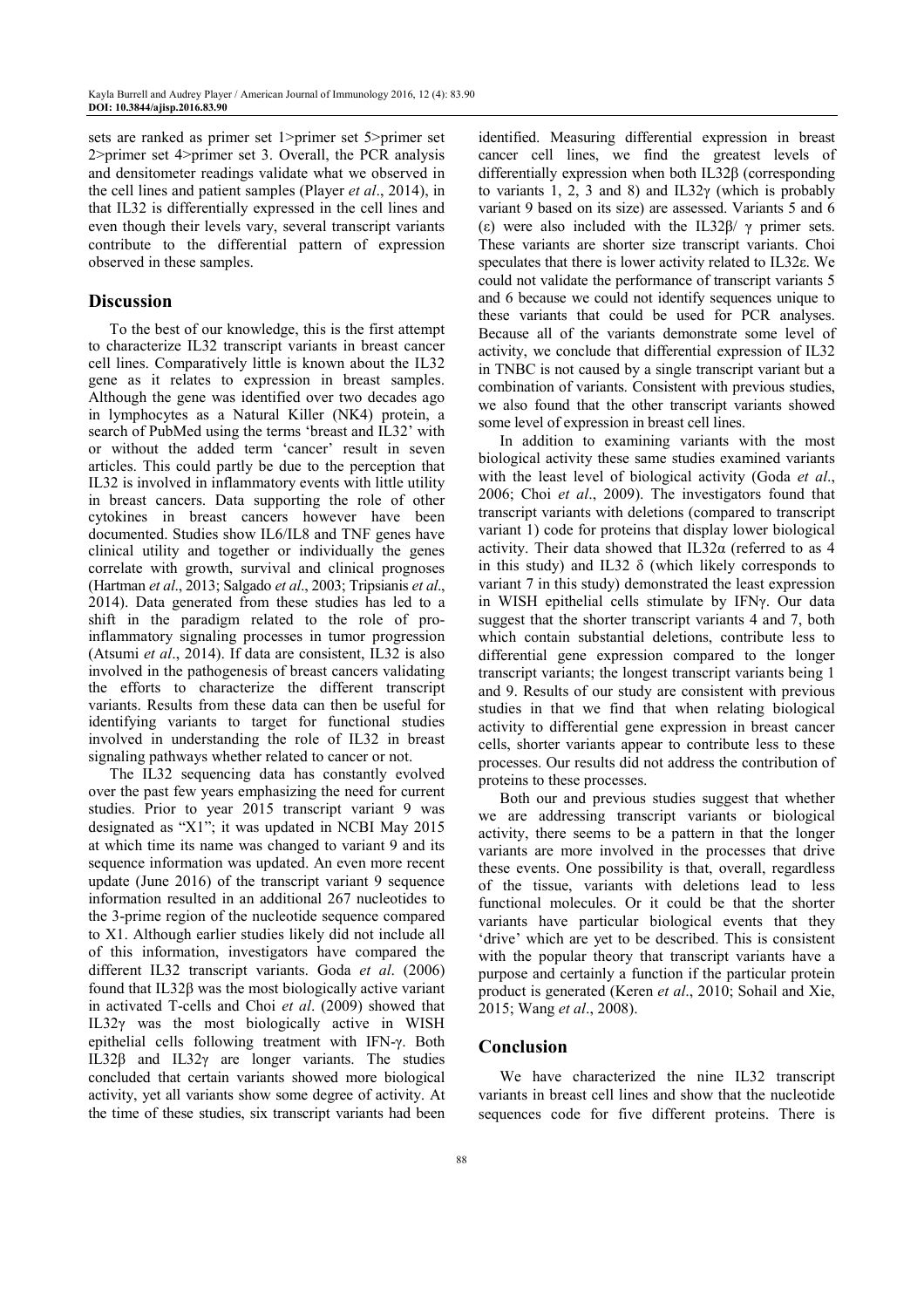sets are ranked as primer set 1>primer set 5>primer set 2>primer set 4>primer set 3. Overall, the PCR analysis and densitometer readings validate what we observed in the cell lines and patient samples (Player *et al*., 2014), in that IL32 is differentially expressed in the cell lines and even though their levels vary, several transcript variants contribute to the differential pattern of expression observed in these samples.

## Discussion

To the best of our knowledge, this is the first attempt to characterize IL32 transcript variants in breast cancer cell lines. Comparatively little is known about the IL32 gene as it relates to expression in breast samples. Although the gene was identified over two decades ago in lymphocytes as a Natural Killer (NK4) protein, a search of PubMed using the terms 'breast and IL32' with or without the added term 'cancer' result in seven articles. This could partly be due to the perception that IL32 is involved in inflammatory events with little utility in breast cancers. Data supporting the role of other cytokines in breast cancers however have been documented. Studies show IL6/IL8 and TNF genes have clinical utility and together or individually the genes correlate with growth, survival and clinical prognoses (Hartman *et al*., 2013; Salgado *et al*., 2003; Tripsianis *et al*., 2014). Data generated from these studies has led to a shift in the paradigm related to the role of pro-inflammatory signaling processes in tumor progression (Atsumi *et al*., 2014). If data are consistent, IL32 is also involved in the pathogenesis of breast cancers validating the efforts to characterize the different transcript variants. Results from these data can then be useful for identifying variants to target for functional studies involved in understanding the role of IL32 in breast signaling pathways whether related to cancer or not.

The IL32 sequencing data has constantly evolved over the past few years emphasizing the need for current studies. Prior to year 2015 transcript variant 9 was designated as "X1"; it was updated in NCBI May 2015 at which time its name was changed to variant 9 and its sequence information was updated. An even more recent update (June 2016) of the transcript variant 9 sequence information resulted in an additional 267 nucleotides to the 3-prime region of the nucleotide sequence compared to X1. Although earlier studies likely did not include all of this information, investigators have compared the different IL32 transcript variants. Goda *et al*. (2006) found that IL32β was the most biologically active variant in activated T-cells and Choi *et al*. (2009) showed that IL32γ was the most biologically active in WISH epithelial cells following treatment with IFN-γ. Both IL32β and IL32γ are longer variants. The studies concluded that certain variants showed more biological activity, yet all variants show some degree of activity. At the time of these studies, six transcript variants had been identified. Measuring differential expression in breast cancer cell lines, we find the greatest levels of differentially expression when both IL32β (corresponding to variants 1, 2, 3 and 8) and IL32γ (which is probably variant 9 based on its size) are assessed. Variants 5 and 6 (ε) were also included with the IL32β/ γ primer sets. These variants are shorter size transcript variants. Choi speculates that there is lower activity related to IL32ε. We could not validate the performance of transcript variants 5 and 6 because we could not identify sequences unique to these variants that could be used for PCR analyses. Because all of the variants demonstrate some level of activity, we conclude that differential expression of IL32 in TNBC is not caused by a single transcript variant but a combination of variants. Consistent with previous studies, we also found that the other transcript variants showed some level of expression in breast cell lines.

In addition to examining variants with the most biological activity these same studies examined variants with the least level of biological activity (Goda *et al*., 2006; Choi *et al*., 2009). The investigators found that transcript variants with deletions (compared to transcript variant 1) code for proteins that display lower biological activity. Their data showed that IL32α (referred to as 4 in this study) and IL32 δ (which likely corresponds to variant 7 in this study) demonstrated the least expression in WISH epithelial cells stimulate by IFNγ. Our data suggest that the shorter transcript variants 4 and 7, both which contain substantial deletions, contribute less to differential gene expression compared to the longer transcript variants; the longest transcript variants being 1 and 9. Results of our study are consistent with previous studies in that we find that when relating biological activity to differential gene expression in breast cancer cells, shorter variants appear to contribute less to these processes. Our results did not address the contribution of proteins to these processes.

Both our and previous studies suggest that whether we are addressing transcript variants or biological activity, there seems to be a pattern in that the longer variants are more involved in the processes that drive these events. One possibility is that, overall, regardless of the tissue, variants with deletions lead to less functional molecules. Or it could be that the shorter variants have particular biological events that they 'drive' which are yet to be described. This is consistent with the popular theory that transcript variants have a purpose and certainly a function if the particular protein product is generated (Keren *et al*., 2010; Sohail and Xie, 2015; Wang *et al*., 2008).

## Conclusion

We have characterized the nine IL32 transcript variants in breast cell lines and show that the nucleotide sequences code for five different proteins. There is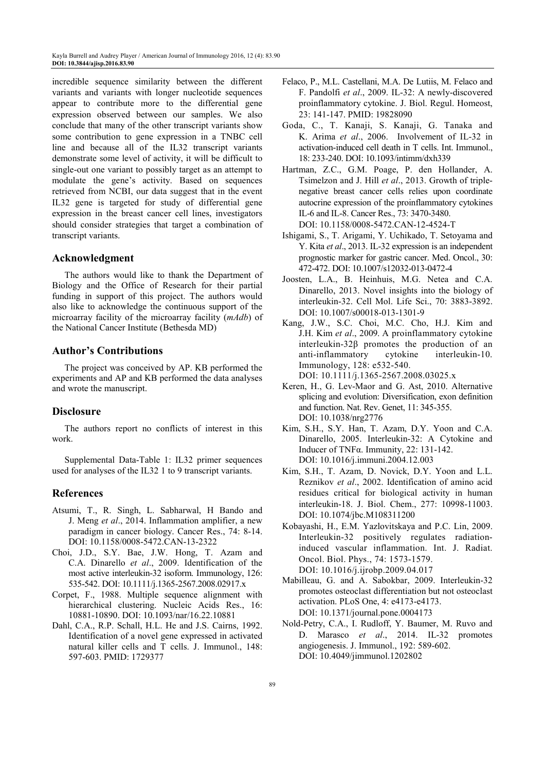incredible sequence similarity between the different variants and variants with longer nucleotide sequences appear to contribute more to the differential gene expression observed between our samples. We also conclude that many of the other transcript variants show some contribution to gene expression in a TNBC cell line and because all of the IL32 transcript variants demonstrate some level of activity, it will be difficult to single-out one variant to possibly target as an attempt to modulate the gene's activity. Based on sequences retrieved from NCBI, our data suggest that in the event IL32 gene is targeted for study of differential gene expression in the breast cancer cell lines, investigators should consider strategies that target a combination of transcript variants.

## Acknowledgment

The authors would like to thank the Department of Biology and the Office of Research for their partial funding in support of this project. The authors would also like to acknowledge the continuous support of the microarray facility of the microarray facility (*mAdb*) of the National Cancer Institute (Bethesda MD)

## Author's Contributions

The project was conceived by AP. KB performed the experiments and AP and KB performed the data analyses and wrote the manuscript.

## Disclosure

The authors report no conflicts of interest in this work.

Supplemental Data-Table 1: IL32 primer sequences used for analyses of the IL32 1 to 9 transcript variants.

## References

Atsumi, T., R. Singh, L. Sabharwal, H Bando and J. Meng *et al*., 2014. Inflammation amplifier, a new paradigm in cancer biology. Cancer Res., 74: 8-14. DOI: 10.1158/0008-5472.CAN-13-2322

Choi, J.D., S.Y. Bae, J.W. Hong, T. Azam and C.A. Dinarello *et al*., 2009. Identification of the most active interleukin-32 isoform. Immunology, 126: 535-542. DOI: 10.1111/j.1365-2567.2008.02917.x

Corpet, F., 1988. Multiple sequence alignment with hierarchical clustering. Nucleic Acids Res., 16: 10881-10890. DOI: 10.1093/nar/16.22.10881

Dahl, C.A., R.P. Schall, H.L. He and J.S. Cairns, 1992. Identification of a novel gene expressed in activated natural killer cells and T cells. J. Immunol., 148: 597-603. PMID: 1729377

Felaco, P., M.L. Castellani, M.A. De Lutiis, M. Felaco and F. Pandolfi *et al*., 2009. IL-32: A newly-discovered proinflammatory cytokine. J. Biol. Regul. Homeost, 23: 141-147. PMID: 19828090

Goda, C., T. Kanaji, S. Kanaji, G. Tanaka and K. Arima *et al*., 2006. Involvement of IL-32 in activation-induced cell death in T cells. Int. Immunol., 18: 233-240. DOI: 10.1093/intimm/dxh339

Hartman, Z.C., G.M. Poage, P. den Hollander, A. Tsimelzon and J. Hill *et al*., 2013. Growth of triple-negative breast cancer cells relies upon coordinate autocrine expression of the proinflammatory cytokines IL-6 and IL-8. Cancer Res., 73: 3470-3480. DOI: 10.1158/0008-5472.CAN-12-4524-T

Ishigami, S., T. Arigami, Y. Uchikado, T. Setoyama and Y. Kita *et al*., 2013. IL-32 expression is an independent prognostic marker for gastric cancer. Med. Oncol., 30: 472-472. DOI: 10.1007/s12032-013-0472-4

Joosten, L.A., B. Heinhuis, M.G. Netea and C.A. Dinarello, 2013. Novel insights into the biology of interleukin-32. Cell Mol. Life Sci., 70: 3883-3892. DOI: 10.1007/s00018-013-1301-9

Kang, J.W., S.C. Choi, M.C. Cho, H.J. Kim and J.H. Kim *et al*., 2009. A proinflammatory cytokine interleukin-32β promotes the production of an anti-inflammatory cytokine interleukin-10. Immunology, 128: e532-540. DOI: 10.1111/j.1365-2567.2008.03025.x

Keren, H., G. Lev-Maor and G. Ast, 2010. Alternative splicing and evolution: Diversification, exon definition and function. Nat. Rev. Genet, 11: 345-355. DOI: 10.1038/nrg2776

Kim, S.H., S.Y. Han, T. Azam, D.Y. Yoon and C.A. Dinarello, 2005. Interleukin-32: A Cytokine and Inducer of TNFα. Immunity, 22: 131-142. DOI: 10.1016/j.immuni.2004.12.003

Kim, S.H., T. Azam, D. Novick, D.Y. Yoon and L.L. Reznikov *et al*., 2002. Identification of amino acid residues critical for biological activity in human interleukin-18. J. Biol. Chem., 277: 10998-11003. DOI: 10.1074/jbc.M108311200

Kobayashi, H., E.M. Yazlovitskaya and P.C. Lin, 2009. Interleukin-32 positively regulates radiation-induced vascular inflammation. Int. J. Radiat. Oncol. Biol. Phys., 74: 1573-1579. DOI: 10.1016/j.ijrobp.2009.04.017

Mabilleau, G. and A. Sabokbar, 2009. Interleukin-32 promotes osteoclast differentiation but not osteoclast activation. PLoS One, 4: e4173-e4173. DOI: 10.1371/journal.pone.0004173

Nold-Petry, C.A., I. Rudloff, Y. Baumer, M. Ruvo and D. Marasco *et al*., 2014. IL-32 promotes angiogenesis. J. Immunol., 192: 589-602. DOI: 10.4049/jimmunol.1202802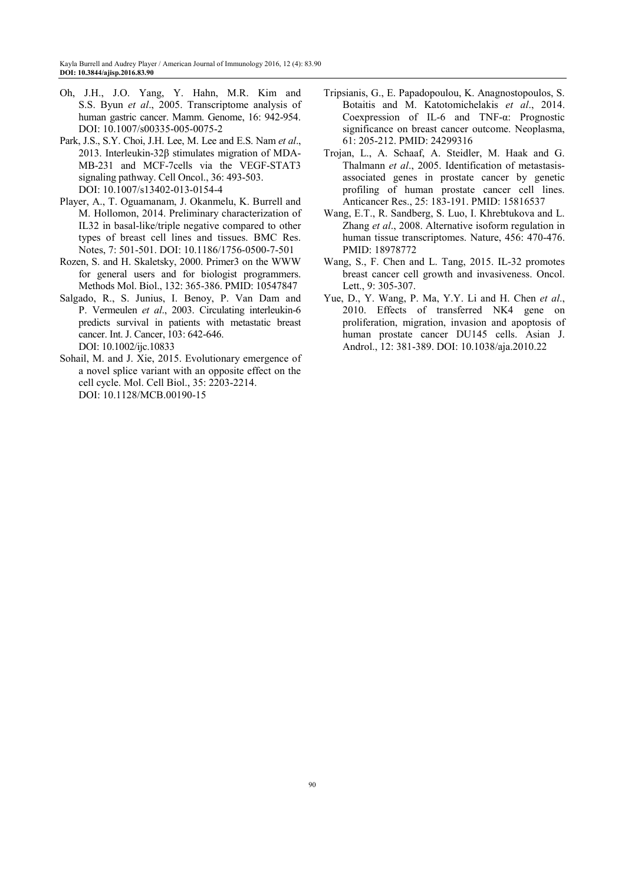Oh, J.H., J.O. Yang, Y. Hahn, M.R. Kim and S.S. Byun *et al*., 2005. Transcriptome analysis of human gastric cancer. Mamm. Genome, 16: 942-954. DOI: 10.1007/s00335-005-0075-2

Park, J.S., S.Y. Choi, J.H. Lee, M. Lee and E.S. Nam *et al*., 2013. Interleukin-32β stimulates migration of MDA-MB-231 and MCF-7cells via the VEGF-STAT3 signaling pathway. Cell Oncol., 36: 493-503. DOI: 10.1007/s13402-013-0154-4

Player, A., T. Oguamanam, J. Okanmelu, K. Burrell and M. Hollomon, 2014. Preliminary characterization of IL32 in basal-like/triple negative compared to other types of breast cell lines and tissues. BMC Res. Notes, 7: 501-501. DOI: 10.1186/1756-0500-7-501

Rozen, S. and H. Skaletsky, 2000. Primer3 on the WWW for general users and for biologist programmers. Methods Mol. Biol., 132: 365-386. PMID: 10547847

Salgado, R., S. Junius, I. Benoy, P. Van Dam and P. Vermeulen *et al*., 2003. Circulating interleukin-6 predicts survival in patients with metastatic breast cancer. Int. J. Cancer, 103: 642-646. DOI: 10.1002/ijc.10833

Sohail, M. and J. Xie, 2015. Evolutionary emergence of a novel splice variant with an opposite effect on the cell cycle. Mol. Cell Biol., 35: 2203-2214. DOI: 10.1128/MCB.00190-15

Tripsianis, G., E. Papadopoulou, K. Anagnostopoulos, S. Botaitis and M. Katotomichelakis *et al*., 2014. Coexpression of IL-6 and TNF-α: Prognostic significance on breast cancer outcome. Neoplasma, 61: 205-212. PMID: 24299316

Trojan, L., A. Schaaf, A. Steidler, M. Haak and G. Thalmann *et al*., 2005. Identification of metastasis-associated genes in prostate cancer by genetic profiling of human prostate cancer cell lines. Anticancer Res., 25: 183-191. PMID: 15816537

Wang, E.T., R. Sandberg, S. Luo, I. Khrebtukova and L. Zhang *et al*., 2008. Alternative isoform regulation in human tissue transcriptomes. Nature, 456: 470-476. PMID: 18978772

Wang, S., F. Chen and L. Tang, 2015. IL-32 promotes breast cancer cell growth and invasiveness. Oncol. Lett., 9: 305-307.

Yue, D., Y. Wang, P. Ma, Y.Y. Li and H. Chen *et al*., 2010. Effects of transferred NK4 gene on proliferation, migration, invasion and apoptosis of human prostate cancer DU145 cells. Asian J. Androl., 12: 381-389. DOI: 10.1038/aja.2010.22